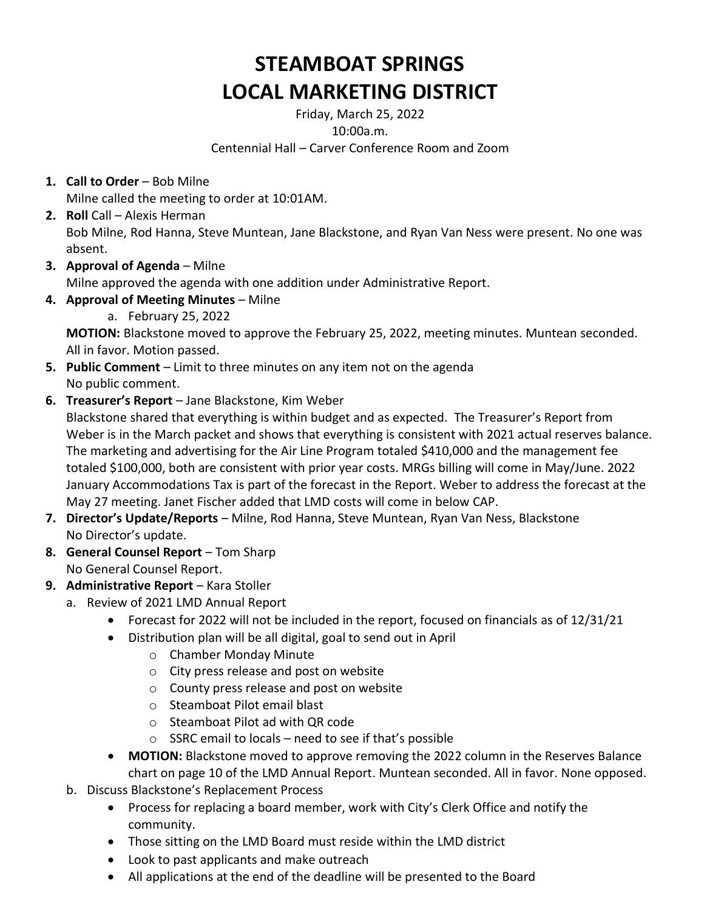# STEAMBOAT SPRINGS LOCAL MARKETING DISTRICT

Friday, March 25, 2022
10:00a.m.
Centennial Hall – Carver Conference Room and Zoom

1. **Call to Order** – Bob Milne
   Milne called the meeting to order at 10:01AM.
2. **Roll** Call – Alexis Herman
   Bob Milne, Rod Hanna, Steve Muntean, Jane Blackstone, and Ryan Van Ness were present. No one was absent.
3. **Approval of Agenda** – Milne
   Milne approved the agenda with one addition under Administrative Report.
4. **Approval of Meeting Minutes** – Milne
   a. February 25, 2022

   **MOTION:** Blackstone moved to approve the February 25, 2022, meeting minutes. Muntean seconded. All in favor. Motion passed.
5. **Public Comment** – Limit to three minutes on any item not on the agenda
   No public comment.
6. **Treasurer's Report** – Jane Blackstone, Kim Weber
   Blackstone shared that everything is within budget and as expected. The Treasurer's Report from Weber is in the March packet and shows that everything is consistent with 2021 actual reserves balance. The marketing and advertising for the Air Line Program totaled $410,000 and the management fee totaled $100,000, both are consistent with prior year costs. MRGs billing will come in May/June. 2022 January Accommodations Tax is part of the forecast in the Report. Weber to address the forecast at the May 27 meeting. Janet Fischer added that LMD costs will come in below CAP.
7. **Director's Update/Reports** – Milne, Rod Hanna, Steve Muntean, Ryan Van Ness, Blackstone
   No Director's update.
8. **General Counsel Report** – Tom Sharp
   No General Counsel Report.
9. **Administrative Report** – Kara Stoller
   a. Review of 2021 LMD Annual Report
      - Forecast for 2022 will not be included in the report, focused on financials as of 12/31/21
      - Distribution plan will be all digital, goal to send out in April
        - Chamber Monday Minute
        - City press release and post on website
        - County press release and post on website
        - Steamboat Pilot email blast
        - Steamboat Pilot ad with QR code
        - SSRC email to locals – need to see if that's possible
      - **MOTION:** Blackstone moved to approve removing the 2022 column in the Reserves Balance chart on page 10 of the LMD Annual Report. Muntean seconded. All in favor. None opposed.

   b. Discuss Blackstone's Replacement Process
      - Process for replacing a board member, work with City's Clerk Office and notify the community.
      - Those sitting on the LMD Board must reside within the LMD district
      - Look to past applicants and make outreach
      - All applications at the end of the deadline will be presented to the Board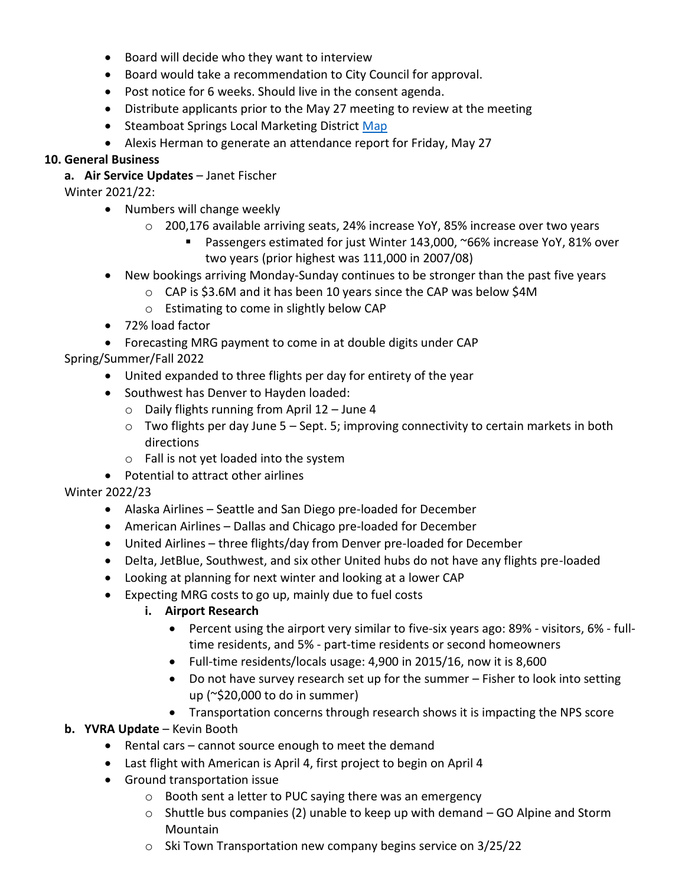- Board will decide who they want to interview
- Board would take a recommendation to City Council for approval.
- Post notice for 6 weeks. Should live in the consent agenda.
- Distribute applicants prior to the May 27 meeting to review at the meeting
- Steamboat Springs Local Marketing District Map
- Alexis Herman to generate an attendance report for Friday, May 27

**10. General Business**

**a. Air Service Updates** – Janet Fischer

Winter 2021/22:

- Numbers will change weekly
    - 200,176 available arriving seats, 24% increase YoY, 85% increase over two years
        - Passengers estimated for just Winter 143,000, ~66% increase YoY, 81% over two years (prior highest was 111,000 in 2007/08)
- New bookings arriving Monday-Sunday continues to be stronger than the past five years
    - CAP is $3.6M and it has been 10 years since the CAP was below $4M
    - Estimating to come in slightly below CAP
- 72% load factor
- Forecasting MRG payment to come in at double digits under CAP

Spring/Summer/Fall 2022

- United expanded to three flights per day for entirety of the year
- Southwest has Denver to Hayden loaded:
    - Daily flights running from April 12 – June 4
    - Two flights per day June 5 – Sept. 5; improving connectivity to certain markets in both directions
    - Fall is not yet loaded into the system
- Potential to attract other airlines

Winter 2022/23

- Alaska Airlines – Seattle and San Diego pre-loaded for December
- American Airlines – Dallas and Chicago pre-loaded for December
- United Airlines – three flights/day from Denver pre-loaded for December
- Delta, JetBlue, Southwest, and six other United hubs do not have any flights pre-loaded
- Looking at planning for next winter and looking at a lower CAP
- Expecting MRG costs to go up, mainly due to fuel costs

**i. Airport Research**

- Percent using the airport very similar to five-six years ago: 89% - visitors, 6% - full-time residents, and 5% - part-time residents or second homeowners
- Full-time residents/locals usage: 4,900 in 2015/16, now it is 8,600
- Do not have survey research set up for the summer – Fisher to look into setting up (~$20,000 to do in summer)
- Transportation concerns through research shows it is impacting the NPS score

**b. YVRA Update** – Kevin Booth

- Rental cars – cannot source enough to meet the demand
- Last flight with American is April 4, first project to begin on April 4
- Ground transportation issue
    - Booth sent a letter to PUC saying there was an emergency
    - Shuttle bus companies (2) unable to keep up with demand – GO Alpine and Storm Mountain
    - Ski Town Transportation new company begins service on 3/25/22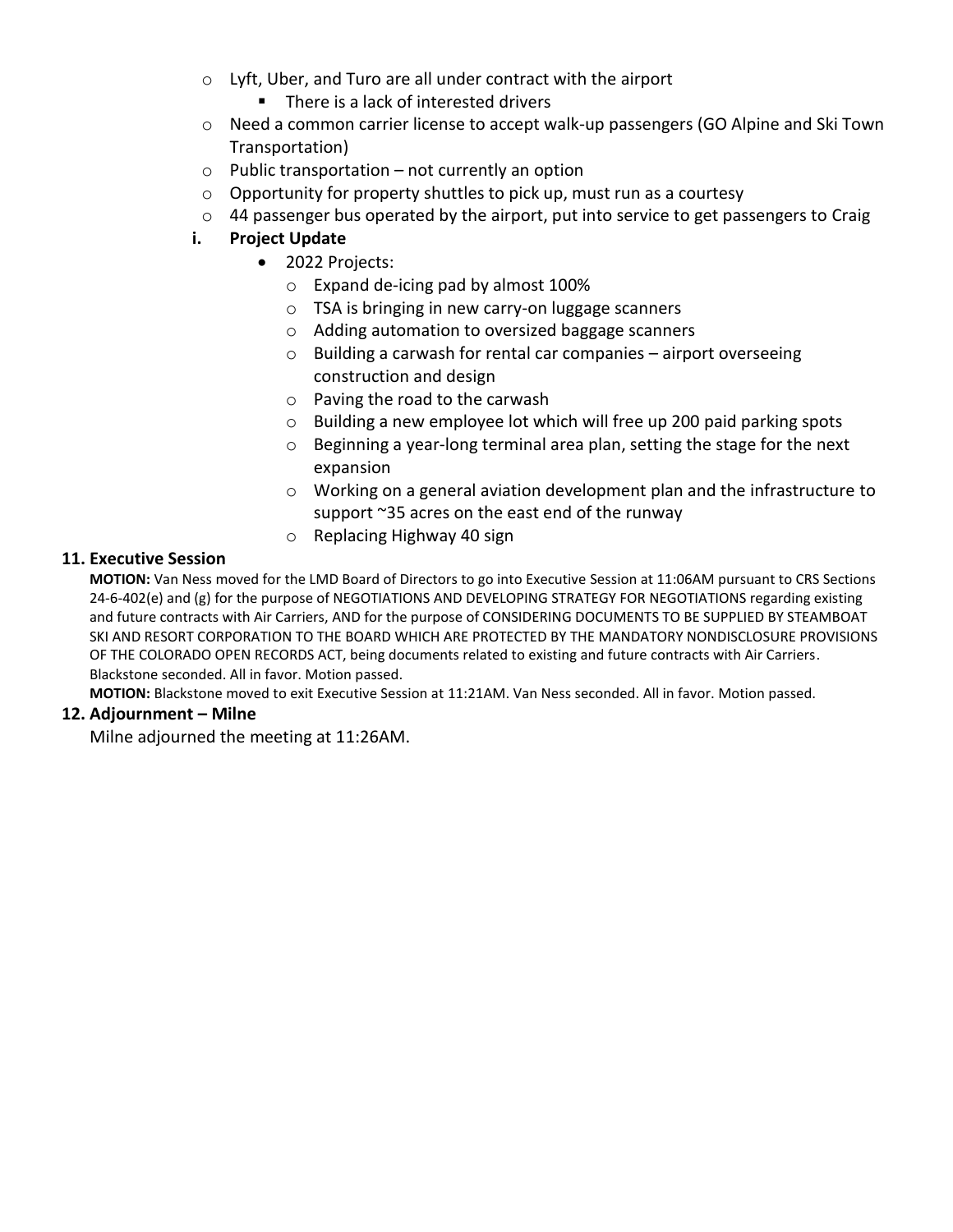- Lyft, Uber, and Turo are all under contract with the airport
    - There is a lack of interested drivers
  - Need a common carrier license to accept walk-up passengers (GO Alpine and Ski Town Transportation)
  - Public transportation – not currently an option
  - Opportunity for property shuttles to pick up, must run as a courtesy
  - 44 passenger bus operated by the airport, put into service to get passengers to Craig

**i. Project Update**

- 2022 Projects:
  - Expand de-icing pad by almost 100%
  - TSA is bringing in new carry-on luggage scanners
  - Adding automation to oversized baggage scanners
  - Building a carwash for rental car companies – airport overseeing construction and design
  - Paving the road to the carwash
  - Building a new employee lot which will free up 200 paid parking spots
  - Beginning a year-long terminal area plan, setting the stage for the next expansion
  - Working on a general aviation development plan and the infrastructure to support ~35 acres on the east end of the runway
  - Replacing Highway 40 sign

**11. Executive Session**

**MOTION:** Van Ness moved for the LMD Board of Directors to go into Executive Session at 11:06AM pursuant to CRS Sections 24-6-402(e) and (g) for the purpose of NEGOTIATIONS AND DEVELOPING STRATEGY FOR NEGOTIATIONS regarding existing and future contracts with Air Carriers, AND for the purpose of CONSIDERING DOCUMENTS TO BE SUPPLIED BY STEAMBOAT SKI AND RESORT CORPORATION TO THE BOARD WHICH ARE PROTECTED BY THE MANDATORY NONDISCLOSURE PROVISIONS OF THE COLORADO OPEN RECORDS ACT, being documents related to existing and future contracts with Air Carriers. Blackstone seconded. All in favor. Motion passed.

**MOTION:** Blackstone moved to exit Executive Session at 11:21AM. Van Ness seconded. All in favor. Motion passed.

**12. Adjournment – Milne**

Milne adjourned the meeting at 11:26AM.